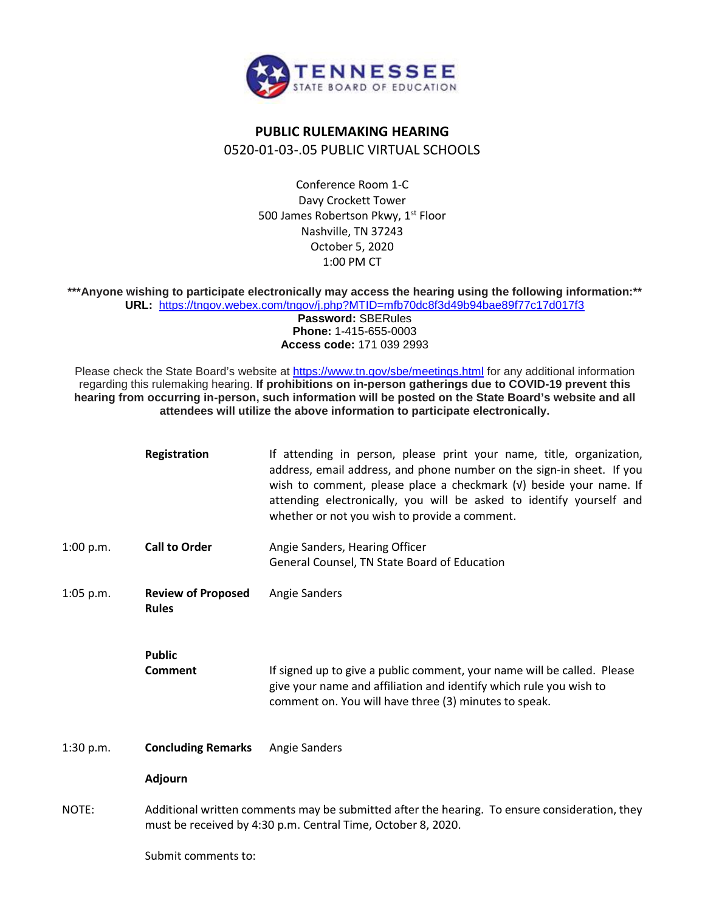**TENNESSEE**
STATE BOARD OF EDUCATION

# PUBLIC RULEMAKING HEARING

## 0520-01-03-.05 PUBLIC VIRTUAL SCHOOLS

Conference Room 1-C
Davy Crockett Tower
500 James Robertson Pkwy, 1st Floor
Nashville, TN 37243
October 5, 2020
1:00 PM CT

**\*\*\*Anyone wishing to participate electronically may access the hearing using the following information:\*\***
**URL:** https://tngov.webex.com/tngov/j.php?MTID=mfb70dc8f3d49b94bae89f77c17d017f3
**Password:** SBERules
**Phone:** 1-415-655-0003
**Access code:** 171 039 2993

Please check the State Board's website at https://www.tn.gov/sbe/meetings.html for any additional information regarding this rulemaking hearing. **If prohibitions on in-person gatherings due to COVID-19 prevent this hearing from occurring in-person, such information will be posted on the State Board's website and all attendees will utilize the above information to participate electronically.**

| | | |
|---|---|---|
| | **Registration** | If attending in person, please print your name, title, organization, address, email address, and phone number on the sign-in sheet. If you wish to comment, please place a checkmark (√) beside your name. If attending electronically, you will be asked to identify yourself and whether or not you wish to provide a comment. |
| 1:00 p.m. | **Call to Order** | Angie Sanders, Hearing Officer<br>General Counsel, TN State Board of Education |
| 1:05 p.m. | **Review of Proposed Rules** | Angie Sanders |
| | **Public Comment** | If signed up to give a public comment, your name will be called. Please give your name and affiliation and identify which rule you wish to comment on. You will have three (3) minutes to speak. |
| 1:30 p.m. | **Concluding Remarks** | Angie Sanders |
| | **Adjourn** | |

NOTE: Additional written comments may be submitted after the hearing. To ensure consideration, they must be received by 4:30 p.m. Central Time, October 8, 2020.

Submit comments to: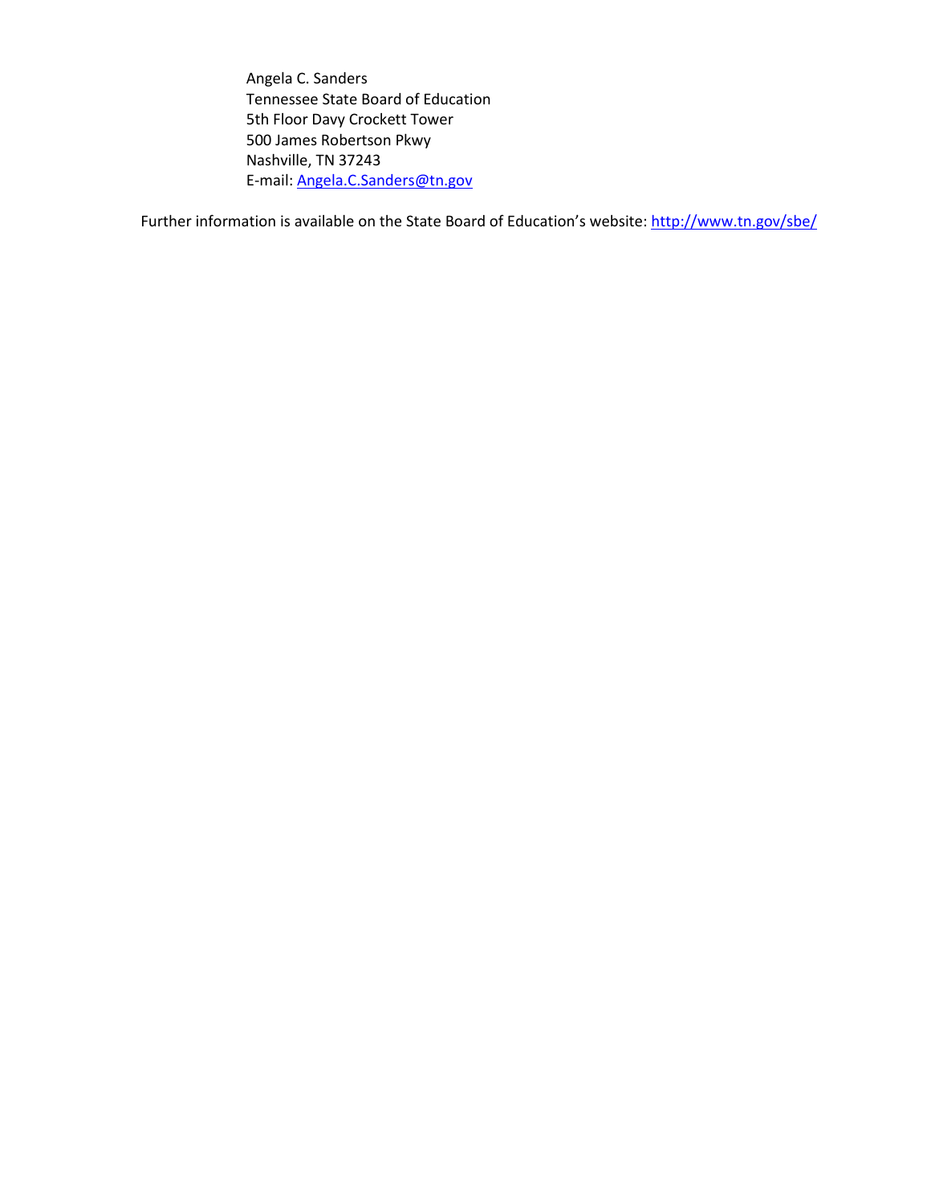Angela C. Sanders  
Tennessee State Board of Education  
5th Floor Davy Crockett Tower  
500 James Robertson Pkwy  
Nashville, TN 37243  
E-mail: [Angela.C.Sanders@tn.gov](mailto:Angela.C.Sanders@tn.gov)

Further information is available on the State Board of Education's website: [http://www.tn.gov/sbe/](http://www.tn.gov/sbe/)